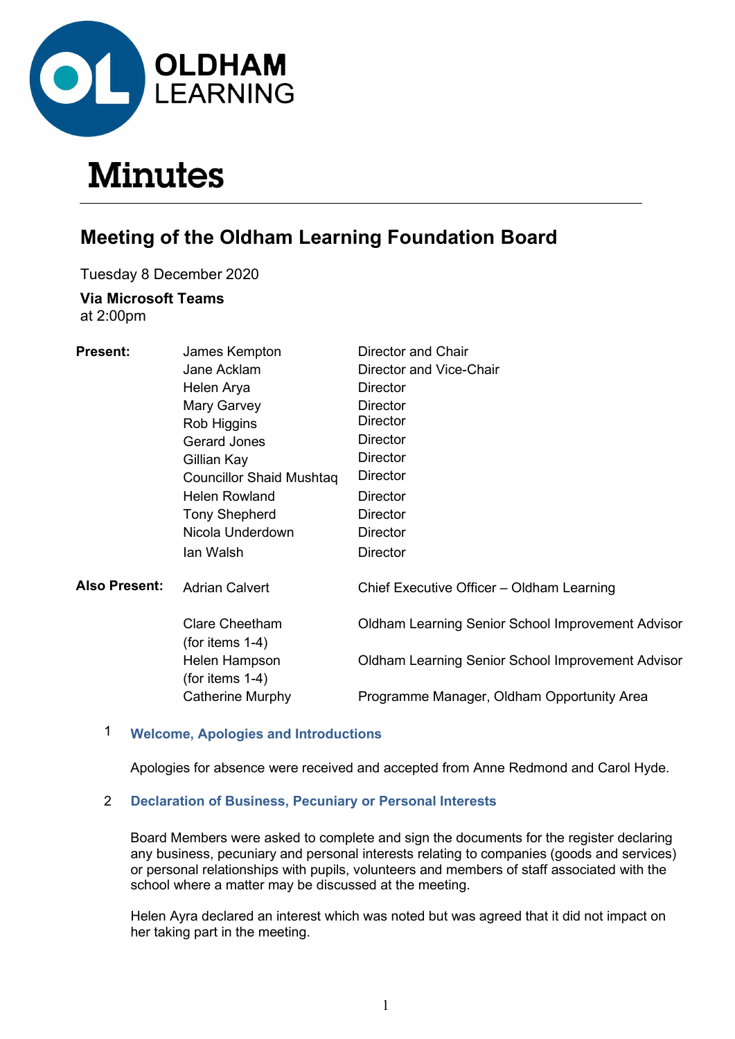OLDHAM LEARNING

# Minutes

## Meeting of the Oldham Learning Foundation Board

Tuesday 8 December 2020

**Via Microsoft Teams**
at 2:00pm

| | | |
|---|---|---|
| **Present:** | James Kempton | Director and Chair |
| | Jane Acklam | Director and Vice-Chair |
| | Helen Arya | Director |
| | Mary Garvey | Director |
| | Rob Higgins | Director |
| | Gerard Jones | Director |
| | Gillian Kay | Director |
| | Councillor Shaid Mushtaq | Director |
| | Helen Rowland | Director |
| | Tony Shepherd | Director |
| | Nicola Underdown | Director |
| | Ian Walsh | Director |
| **Also Present:** | Adrian Calvert | Chief Executive Officer – Oldham Learning |
| | Clare Cheetham (for items 1-4) | Oldham Learning Senior School Improvement Advisor |
| | Helen Hampson (for items 1-4) | Oldham Learning Senior School Improvement Advisor |
| | Catherine Murphy | Programme Manager, Oldham Opportunity Area |

### 1 Welcome, Apologies and Introductions

Apologies for absence were received and accepted from Anne Redmond and Carol Hyde.

### 2 Declaration of Business, Pecuniary or Personal Interests

Board Members were asked to complete and sign the documents for the register declaring any business, pecuniary and personal interests relating to companies (goods and services) or personal relationships with pupils, volunteers and members of staff associated with the school where a matter may be discussed at the meeting.

Helen Ayra declared an interest which was noted but was agreed that it did not impact on her taking part in the meeting.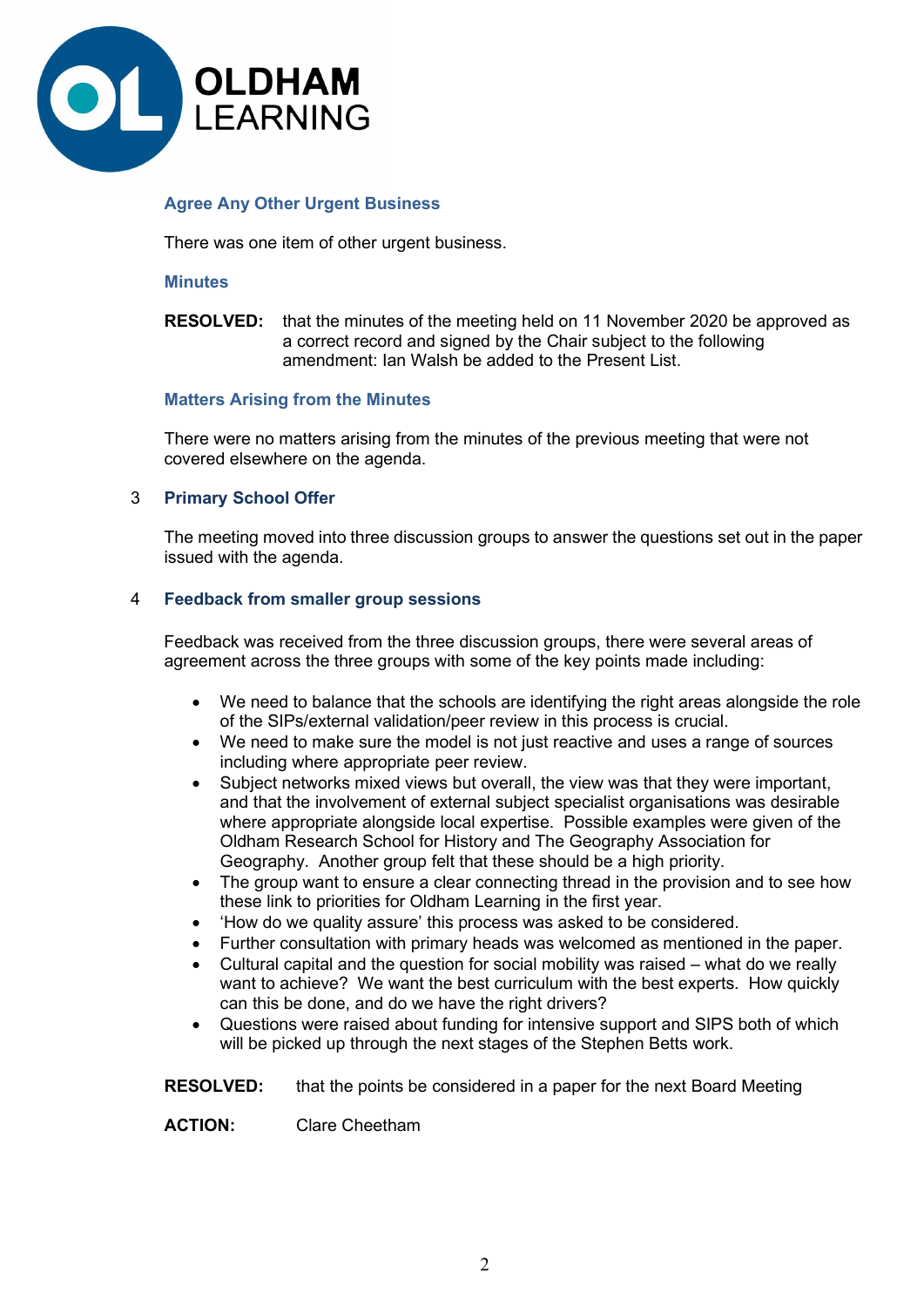### Agree Any Other Urgent Business

There was one item of other urgent business.

### Minutes

**RESOLVED:** that the minutes of the meeting held on 11 November 2020 be approved as a correct record and signed by the Chair subject to the following amendment: Ian Walsh be added to the Present List.

### Matters Arising from the Minutes

There were no matters arising from the minutes of the previous meeting that were not covered elsewhere on the agenda.

### 3 Primary School Offer

The meeting moved into three discussion groups to answer the questions set out in the paper issued with the agenda.

### 4 Feedback from smaller group sessions

Feedback was received from the three discussion groups, there were several areas of agreement across the three groups with some of the key points made including:

- We need to balance that the schools are identifying the right areas alongside the role of the SIPs/external validation/peer review in this process is crucial.
- We need to make sure the model is not just reactive and uses a range of sources including where appropriate peer review.
- Subject networks mixed views but overall, the view was that they were important, and that the involvement of external subject specialist organisations was desirable where appropriate alongside local expertise. Possible examples were given of the Oldham Research School for History and The Geography Association for Geography. Another group felt that these should be a high priority.
- The group want to ensure a clear connecting thread in the provision and to see how these link to priorities for Oldham Learning in the first year.
- 'How do we quality assure' this process was asked to be considered.
- Further consultation with primary heads was welcomed as mentioned in the paper.
- Cultural capital and the question for social mobility was raised – what do we really want to achieve? We want the best curriculum with the best experts. How quickly can this be done, and do we have the right drivers?
- Questions were raised about funding for intensive support and SIPS both of which will be picked up through the next stages of the Stephen Betts work.

**RESOLVED:** that the points be considered in a paper for the next Board Meeting

**ACTION:** Clare Cheetham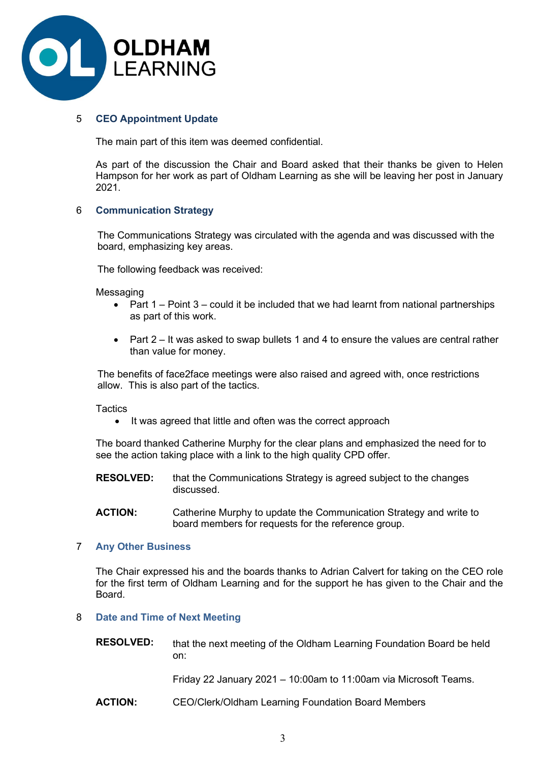## 5 CEO Appointment Update

The main part of this item was deemed confidential.

As part of the discussion the Chair and Board asked that their thanks be given to Helen Hampson for her work as part of Oldham Learning as she will be leaving her post in January 2021.

## 6 Communication Strategy

The Communications Strategy was circulated with the agenda and was discussed with the board, emphasizing key areas.

The following feedback was received:

Messaging

- Part 1 – Point 3 – could it be included that we had learnt from national partnerships as part of this work.
- Part 2 – It was asked to swap bullets 1 and 4 to ensure the values are central rather than value for money.

The benefits of face2face meetings were also raised and agreed with, once restrictions allow. This is also part of the tactics.

Tactics

- It was agreed that little and often was the correct approach

The board thanked Catherine Murphy for the clear plans and emphasized the need for to see the action taking place with a link to the high quality CPD offer.

**RESOLVED:** that the Communications Strategy is agreed subject to the changes discussed.

**ACTION:** Catherine Murphy to update the Communication Strategy and write to board members for requests for the reference group.

## 7 Any Other Business

The Chair expressed his and the boards thanks to Adrian Calvert for taking on the CEO role for the first term of Oldham Learning and for the support he has given to the Chair and the Board.

## 8 Date and Time of Next Meeting

**RESOLVED:** that the next meeting of the Oldham Learning Foundation Board be held on:

Friday 22 January 2021 – 10:00am to 11:00am via Microsoft Teams.

**ACTION:** CEO/Clerk/Oldham Learning Foundation Board Members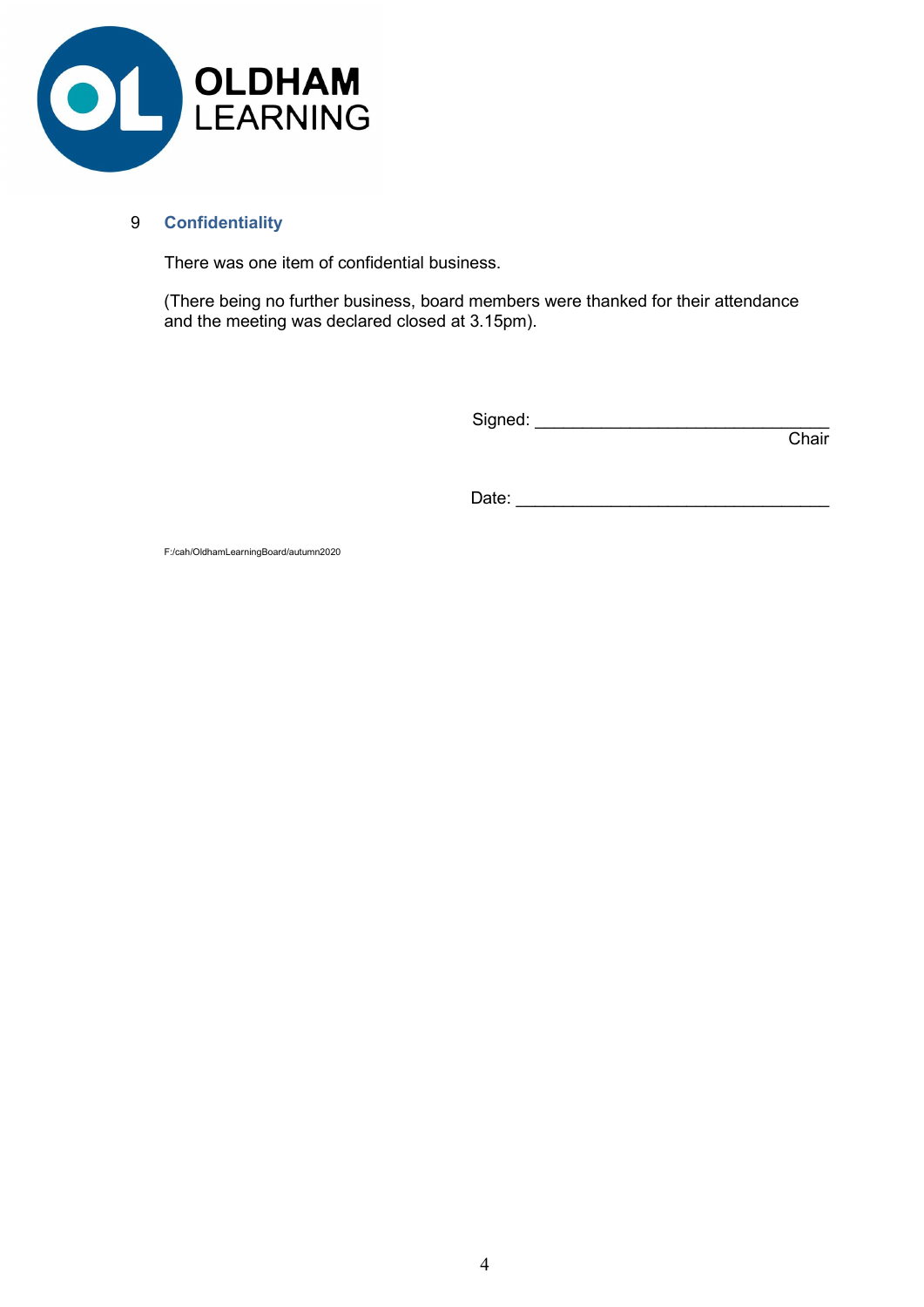## 9 Confidentiality

There was one item of confidential business.

(There being no further business, board members were thanked for their attendance and the meeting was declared closed at 3.15pm).

Signed: ______________________________
Chair

Date: ________________________________

F:/cah/OldhamLearningBoard/autumn2020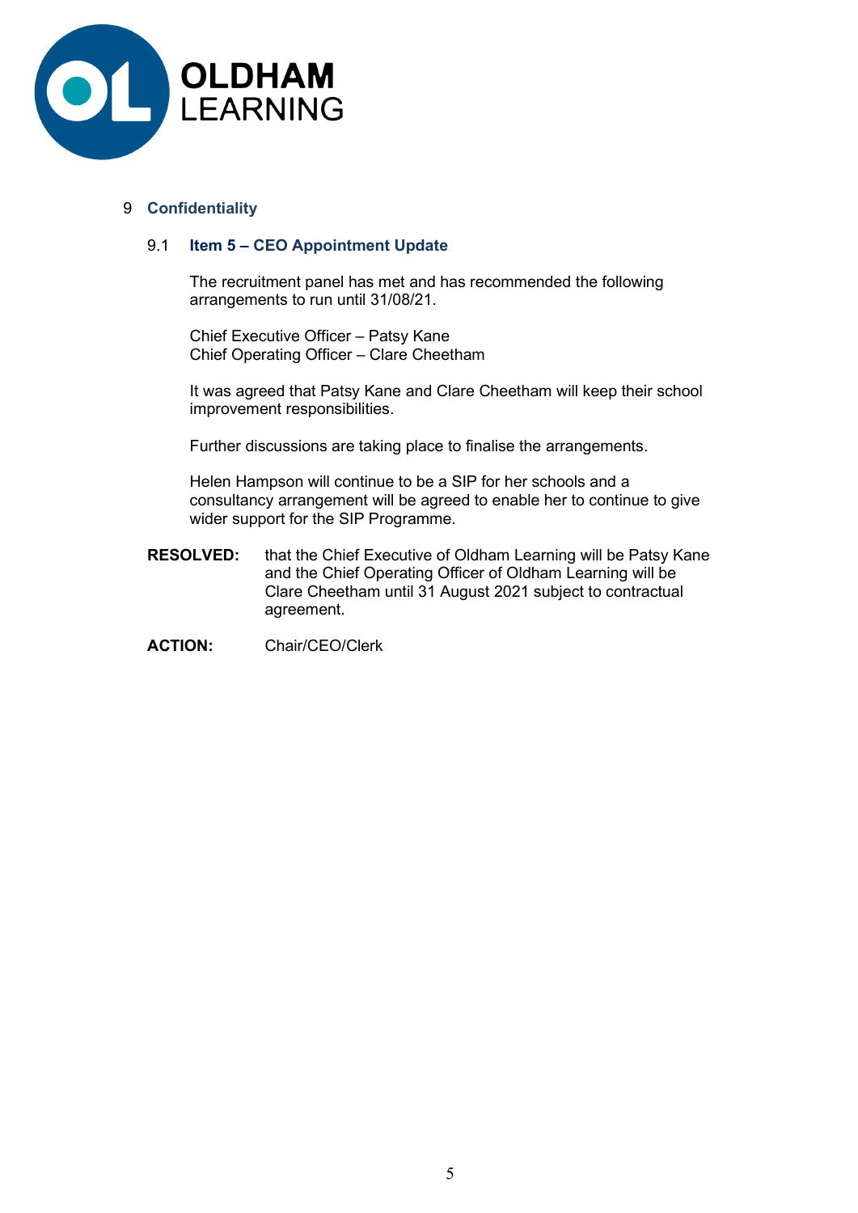## 9 Confidentiality

### 9.1 Item 5 – CEO Appointment Update

The recruitment panel has met and has recommended the following arrangements to run until 31/08/21.

Chief Executive Officer – Patsy Kane
Chief Operating Officer – Clare Cheetham

It was agreed that Patsy Kane and Clare Cheetham will keep their school improvement responsibilities.

Further discussions are taking place to finalise the arrangements.

Helen Hampson will continue to be a SIP for her schools and a consultancy arrangement will be agreed to enable her to continue to give wider support for the SIP Programme.

**RESOLVED:** that the Chief Executive of Oldham Learning will be Patsy Kane and the Chief Operating Officer of Oldham Learning will be Clare Cheetham until 31 August 2021 subject to contractual agreement.

**ACTION:** Chair/CEO/Clerk